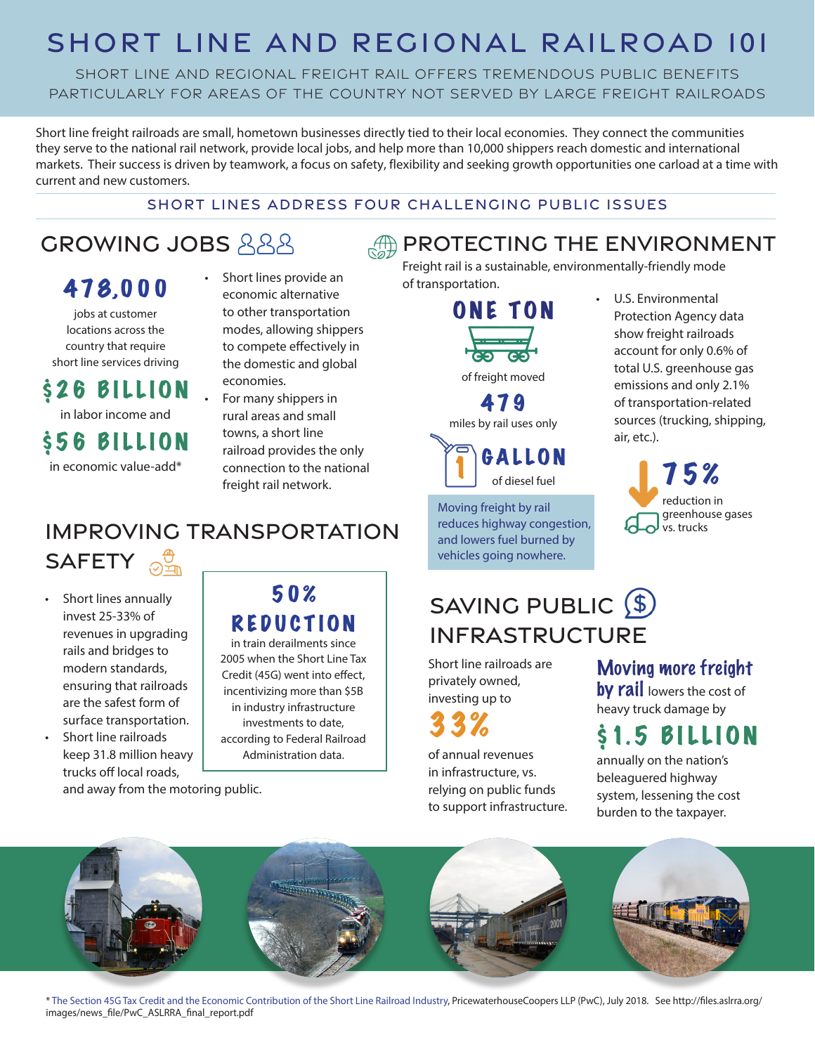# SHORT LINE AND REGIONAL RAILROAD 101

SHORT LINE AND REGIONAL FREIGHT RAIL OFFERS TREMENDOUS PUBLIC BENEFITS PARTICULARLY FOR AREAS OF THE COUNTRY NOT SERVED BY LARGE FREIGHT RAILROADS

Short line freight railroads are small, hometown businesses directly tied to their local economies. They connect the communities they serve to the national rail network, provide local jobs, and help more than 10,000 shippers reach domestic and international markets. Their success is driven by teamwork, a focus on safety, flexibility and seeking growth opportunities one carload at a time with current and new customers.

## SHORT LINES ADDRESS FOUR CHALLENGING PUBLIC ISSUES

## GROWING JOBS

**478,000**

jobs at customer locations across the country that require short line services driving

**$26 BILLION**

in labor income and

**$56 BILLION**

in economic value-add*

- Short lines provide an economic alternative to other transportation modes, allowing shippers to compete effectively in the domestic and global economies.
- For many shippers in rural areas and small towns, a short line railroad provides the only connection to the national freight rail network.

## PROTECTING THE ENVIRONMENT

Freight rail is a sustainable, environmentally-friendly mode of transportation.

**ONE TON** of freight moved **479** miles by rail uses only **1 GALLON** of diesel fuel

Moving freight by rail reduces highway congestion, and lowers fuel burned by vehicles going nowhere.

- U.S. Environmental Protection Agency data show freight railroads account for only 0.6% of total U.S. greenhouse gas emissions and only 2.1% of transportation-related sources (trucking, shipping, air, etc.).

**75%** reduction in greenhouse gases vs. trucks

## IMPROVING TRANSPORTATION SAFETY

- Short lines annually invest 25-33% of revenues in upgrading rails and bridges to modern standards, ensuring that railroads are the safest form of surface transportation.
- Short line railroads keep 31.8 million heavy trucks off local roads, and away from the motoring public.

**50% REDUCTION**

in train derailments since 2005 when the Short Line Tax Credit (45G) went into effect, incentivizing more than $5B in industry infrastructure investments to date, according to Federal Railroad Administration data.

## SAVING PUBLIC INFRASTRUCTURE

Short line railroads are privately owned, investing up to

**33%**

of annual revenues in infrastructure, vs. relying on public funds to support infrastructure.

**Moving more freight by rail** lowers the cost of heavy truck damage by

**$1.5 BILLION**

annually on the nation's beleaguered highway system, lessening the cost burden to the taxpayer.

\* The Section 45G Tax Credit and the Economic Contribution of the Short Line Railroad Industry, PricewaterhouseCoopers LLP (PwC), July 2018. See http://files.aslrra.org/images/news_file/PwC_ASLRRA_final_report.pdf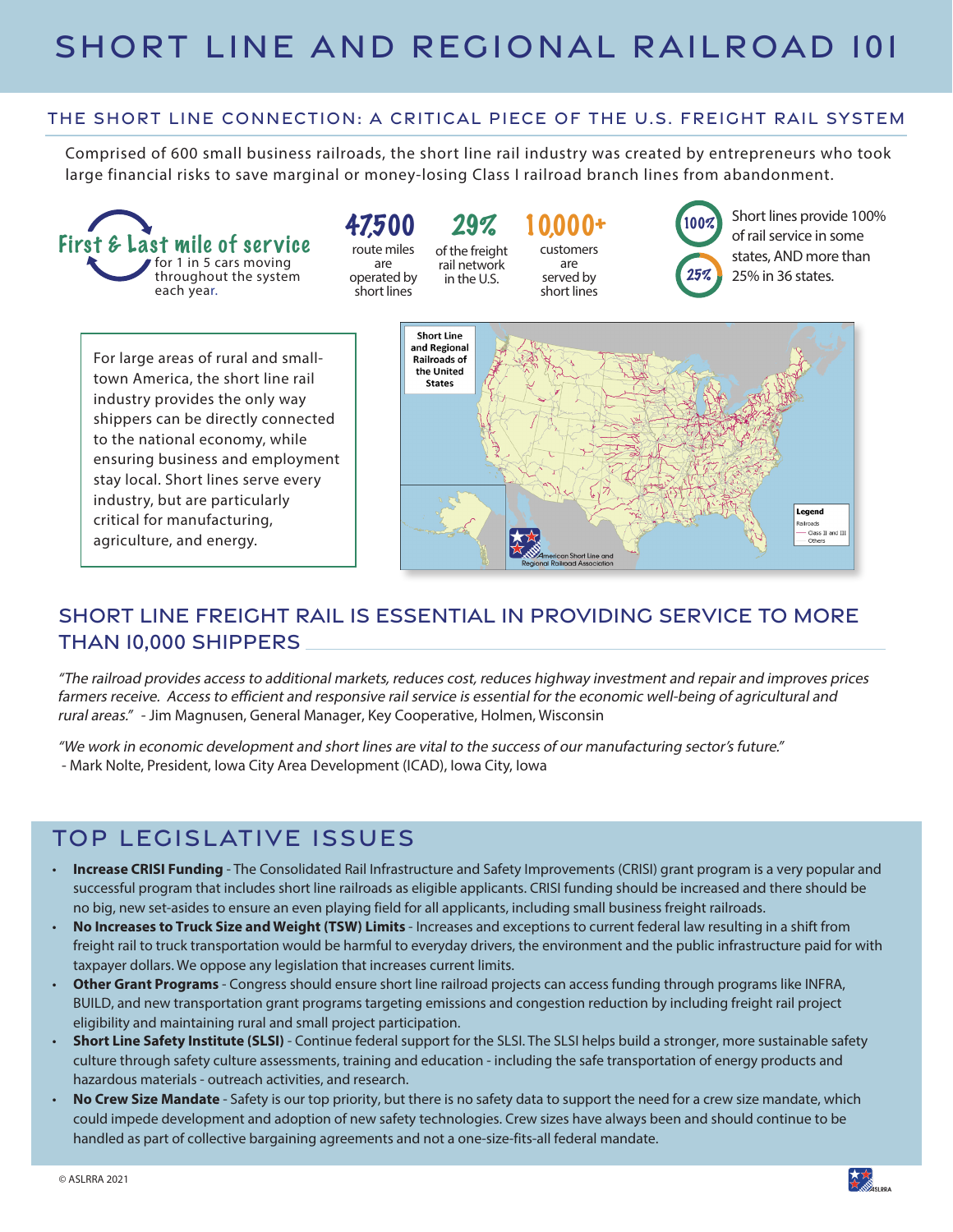# SHORT LINE AND REGIONAL RAILROAD 101

## THE SHORT LINE CONNECTION: A CRITICAL PIECE OF THE U.S. FREIGHT RAIL SYSTEM

Comprised of 600 small business railroads, the short line rail industry was created by entrepreneurs who took large financial risks to save marginal or money-losing Class I railroad branch lines from abandonment.

**First & Last mile of service** for 1 in 5 cars moving throughout the system each year.

**47,500** route miles are operated by short lines

**29%** of the freight rail network in the U.S.

**10,000+** customers are served by short lines

100% 25% Short lines provide 100% of rail service in some states, AND more than 25% in 36 states.

For large areas of rural and small-town America, the short line rail industry provides the only way shippers can be directly connected to the national economy, while ensuring business and employment stay local. Short lines serve every industry, but are particularly critical for manufacturing, agriculture, and energy.

Short Line and Regional Railroads of the United States

Legend
Railroads
Class II and III
Others

American Short Line and Regional Railroad Association

## SHORT LINE FREIGHT RAIL IS ESSENTIAL IN PROVIDING SERVICE TO MORE THAN 10,000 SHIPPERS

*"The railroad provides access to additional markets, reduces cost, reduces highway investment and repair and improves prices farmers receive. Access to efficient and responsive rail service is essential for the economic well-being of agricultural and rural areas."* - Jim Magnusen, General Manager, Key Cooperative, Holmen, Wisconsin

*"We work in economic development and short lines are vital to the success of our manufacturing sector's future."* - Mark Nolte, President, Iowa City Area Development (ICAD), Iowa City, Iowa

## TOP LEGISLATIVE ISSUES

- **Increase CRISI Funding** - The Consolidated Rail Infrastructure and Safety Improvements (CRISI) grant program is a very popular and successful program that includes short line railroads as eligible applicants. CRISI funding should be increased and there should be no big, new set-asides to ensure an even playing field for all applicants, including small business freight railroads.
- **No Increases to Truck Size and Weight (TSW) Limits** - Increases and exceptions to current federal law resulting in a shift from freight rail to truck transportation would be harmful to everyday drivers, the environment and the public infrastructure paid for with taxpayer dollars. We oppose any legislation that increases current limits.
- **Other Grant Programs** - Congress should ensure short line railroad projects can access funding through programs like INFRA, BUILD, and new transportation grant programs targeting emissions and congestion reduction by including freight rail project eligibility and maintaining rural and small project participation.
- **Short Line Safety Institute (SLSI)** - Continue federal support for the SLSI. The SLSI helps build a stronger, more sustainable safety culture through safety culture assessments, training and education - including the safe transportation of energy products and hazardous materials - outreach activities, and research.
- **No Crew Size Mandate** - Safety is our top priority, but there is no safety data to support the need for a crew size mandate, which could impede development and adoption of new safety technologies. Crew sizes have always been and should continue to be handled as part of collective bargaining agreements and not a one-size-fits-all federal mandate.

© ASLRRA 2021